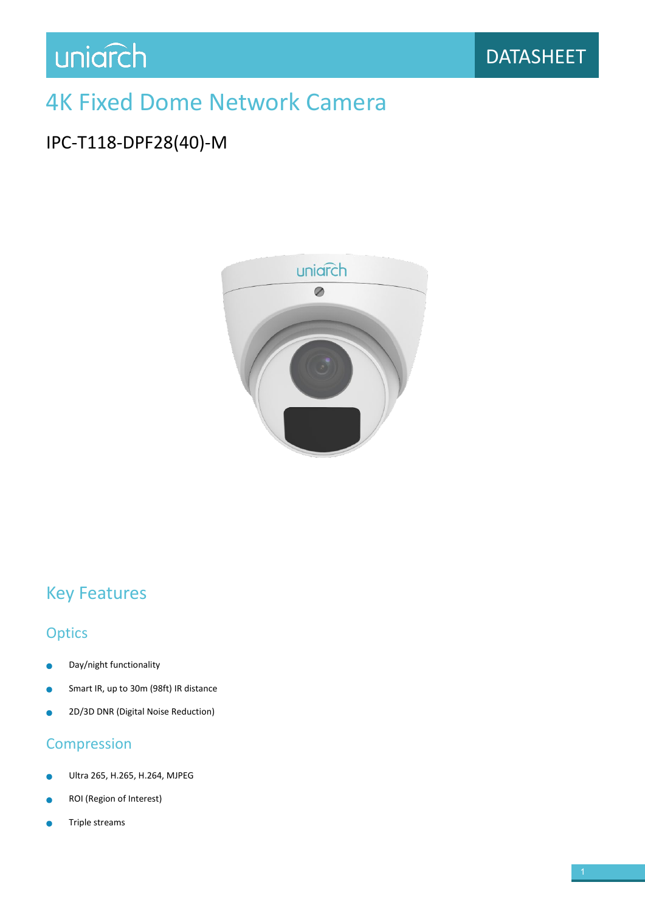uniarch

DATASHEET

# 4K Fixed Dome Network Camera

## IPC-T118-DPF28(40)-M

## Key Features

### Optics

- Day/night functionality
- Smart IR, up to 30m (98ft) IR distance
- 2D/3D DNR (Digital Noise Reduction)

### Compression

- Ultra 265, H.265, H.264, MJPEG
- ROI (Region of Interest)
- Triple streams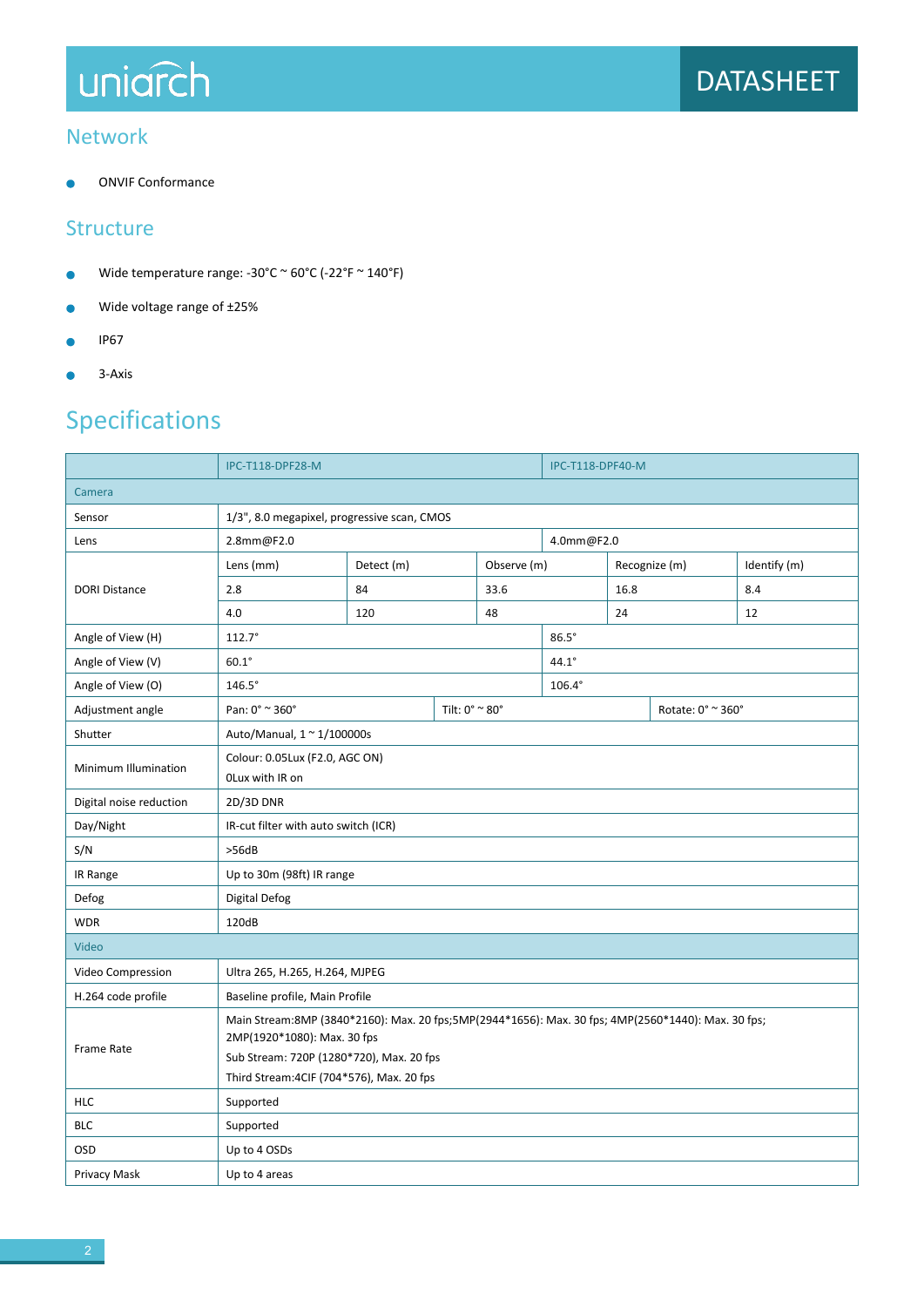## Network

- ONVIF Conformance

## Structure

- Wide temperature range: -30°C ~ 60°C (-22°F ~ 140°F)
- Wide voltage range of ±25%
- IP67
- 3-Axis

# Specifications

| | IPC-T118-DPF28-M | | | IPC-T118-DPF40-M | |
|---|---|---|---|---|---|
| **Camera** | | | | | |
| Sensor | 1/3", 8.0 megapixel, progressive scan, CMOS | | | | |
| Lens | 2.8mm@F2.0 | | | 4.0mm@F2.0 | |
| DORI Distance | Lens (mm) | Detect (m) | Observe (m) | Recognize (m) | Identify (m) |
| | 2.8 | 84 | 33.6 | 16.8 | 8.4 |
| | 4.0 | 120 | 48 | 24 | 12 |
| Angle of View (H) | 112.7° | | | 86.5° | |
| Angle of View (V) | 60.1° | | | 44.1° | |
| Angle of View (O) | 146.5° | | | 106.4° | |
| Adjustment angle | Pan: 0° ~ 360° | Tilt: 0° ~ 80° | | Rotate: 0° ~ 360° | |
| Shutter | Auto/Manual, 1 ~ 1/100000s | | | | |
| Minimum Illumination | Colour: 0.05Lux (F2.0, AGC ON)<br>0Lux with IR on | | | | |
| Digital noise reduction | 2D/3D DNR | | | | |
| Day/Night | IR-cut filter with auto switch (ICR) | | | | |
| S/N | >56dB | | | | |
| IR Range | Up to 30m (98ft) IR range | | | | |
| Defog | Digital Defog | | | | |
| WDR | 120dB | | | | |
| **Video** | | | | | |
| Video Compression | Ultra 265, H.265, H.264, MJPEG | | | | |
| H.264 code profile | Baseline profile, Main Profile | | | | |
| Frame Rate | Main Stream:8MP (3840*2160): Max. 20 fps;5MP(2944*1656): Max. 30 fps; 4MP(2560*1440): Max. 30 fps; 2MP(1920*1080): Max. 30 fps<br>Sub Stream: 720P (1280*720), Max. 20 fps<br>Third Stream:4CIF (704*576), Max. 20 fps | | | | |
| HLC | Supported | | | | |
| BLC | Supported | | | | |
| OSD | Up to 4 OSDs | | | | |
| Privacy Mask | Up to 4 areas | | | | |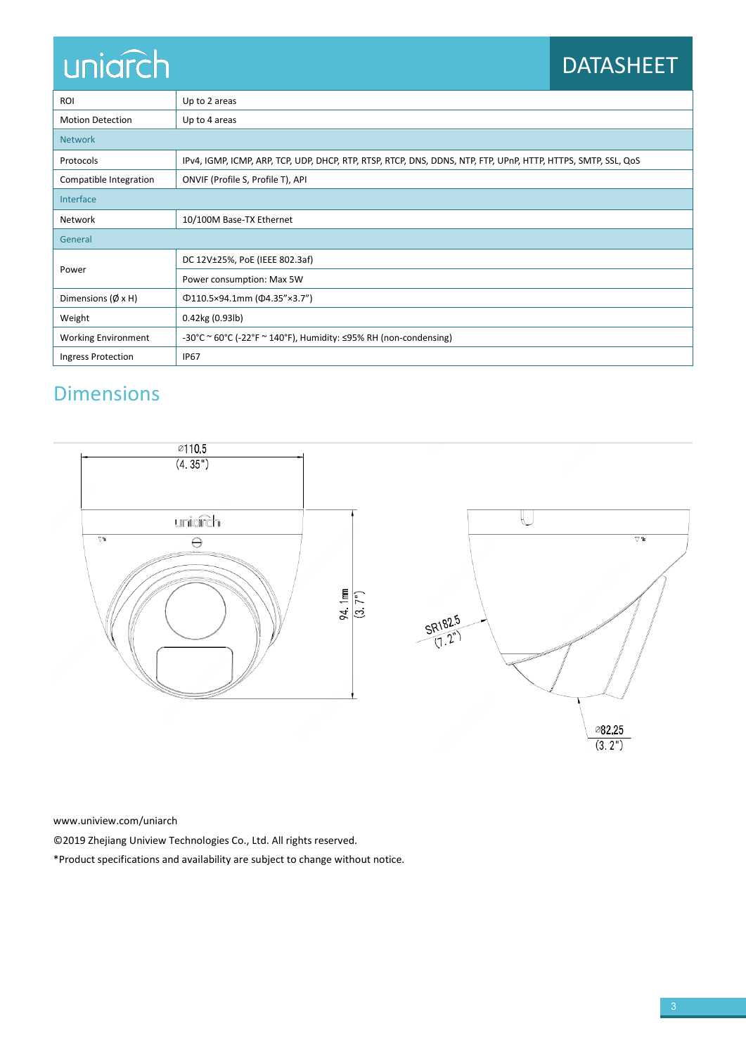| | |
|---|---|
| ROI | Up to 2 areas |
| Motion Detection | Up to 4 areas |
| **Network** | |
| Protocols | IPv4, IGMP, ICMP, ARP, TCP, UDP, DHCP, RTP, RTSP, RTCP, DNS, DDNS, NTP, FTP, UPnP, HTTP, HTTPS, SMTP, SSL, QoS |
| Compatible Integration | ONVIF (Profile S, Profile T), API |
| **Interface** | |
| Network | 10/100M Base-TX Ethernet |
| **General** | |
| Power | DC 12V±25%, PoE (IEEE 802.3af) |
| | Power consumption: Max 5W |
| Dimensions (Ø x H) | Φ110.5×94.1mm (Φ4.35”×3.7”) |
| Weight | 0.42kg (0.93lb) |
| Working Environment | -30°C ~ 60°C (-22°F ~ 140°F), Humidity: ≤95% RH (non-condensing) |
| Ingress Protection | IP67 |

## Dimensions

⌀110.5
(4.35")
94.1mm
(3.7")
SR182.5
(7.2")
⌀82.25
(3.2")

www.uniview.com/uniarch

©2019 Zhejiang Uniview Technologies Co., Ltd. All rights reserved.

*Product specifications and availability are subject to change without notice.